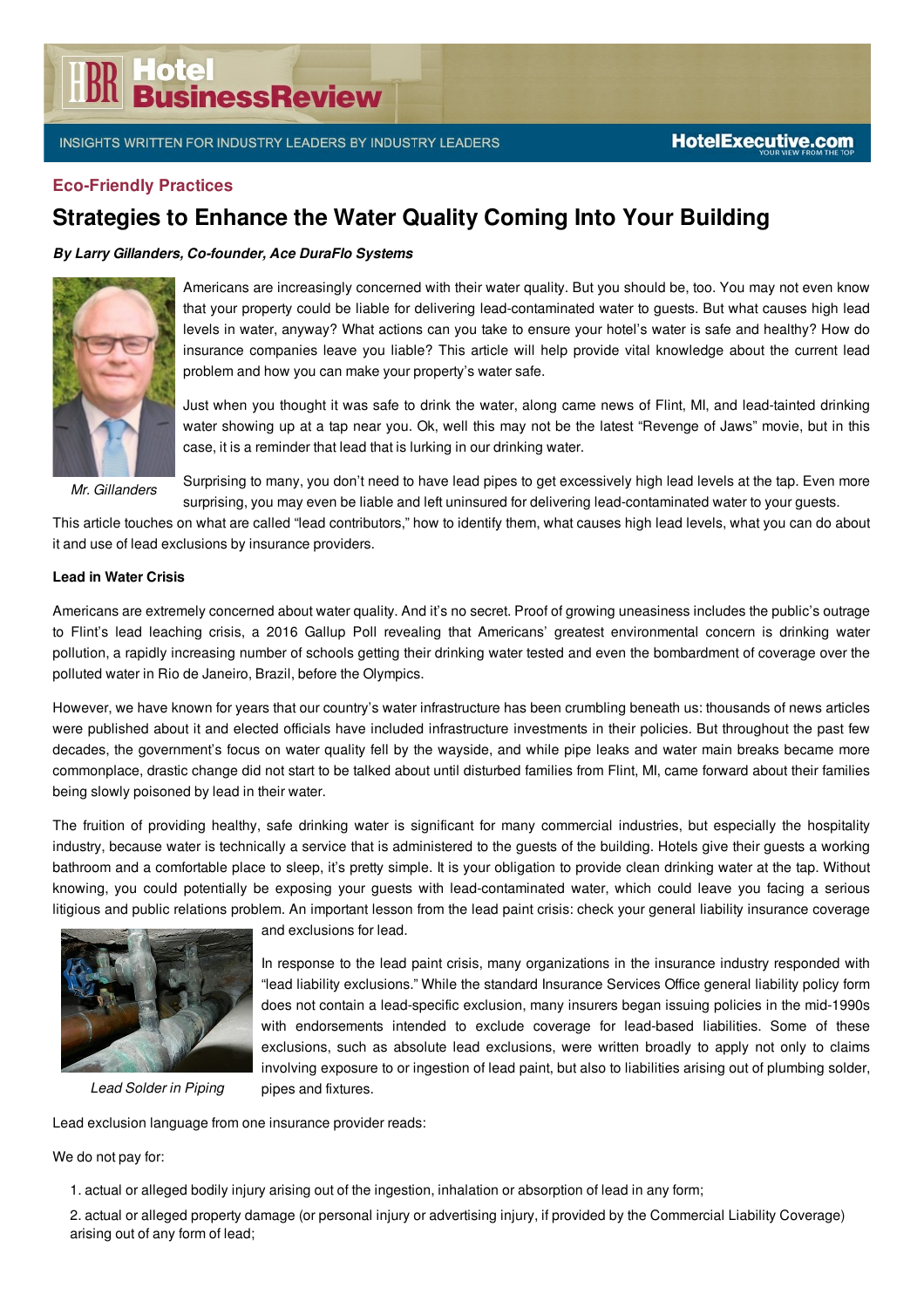Eco-Friendly Practices

# Strategies to Enhance the Water Quality Coming Into Your Building

***By Larry Gillanders, Co-founder, Ace DuraFlo Systems***

*Mr. Gillanders*

Americans are increasingly concerned with their water quality. But you should be, too. You may not even know that your property could be liable for delivering lead-contaminated water to guests. But what causes high lead levels in water, anyway? What actions can you take to ensure your hotel's water is safe and healthy? How do insurance companies leave you liable? This article will help provide vital knowledge about the current lead problem and how you can make your property's water safe.

Just when you thought it was safe to drink the water, along came news of Flint, MI, and lead-tainted drinking water showing up at a tap near you. Ok, well this may not be the latest "Revenge of Jaws" movie, but in this case, it is a reminder that lead that is lurking in our drinking water.

Surprising to many, you don't need to have lead pipes to get excessively high lead levels at the tap. Even more surprising, you may even be liable and left uninsured for delivering lead-contaminated water to your guests. This article touches on what are called "lead contributors," how to identify them, what causes high lead levels, what you can do about it and use of lead exclusions by insurance providers.

**Lead in Water Crisis**

Americans are extremely concerned about water quality. And it's no secret. Proof of growing uneasiness includes the public's outrage to Flint's lead leaching crisis, a 2016 Gallup Poll revealing that Americans' greatest environmental concern is drinking water pollution, a rapidly increasing number of schools getting their drinking water tested and even the bombardment of coverage over the polluted water in Rio de Janeiro, Brazil, before the Olympics.

However, we have known for years that our country's water infrastructure has been crumbling beneath us: thousands of news articles were published about it and elected officials have included infrastructure investments in their policies. But throughout the past few decades, the government's focus on water quality fell by the wayside, and while pipe leaks and water main breaks became more commonplace, drastic change did not start to be talked about until disturbed families from Flint, MI, came forward about their families being slowly poisoned by lead in their water.

The fruition of providing healthy, safe drinking water is significant for many commercial industries, but especially the hospitality industry, because water is technically a service that is administered to the guests of the building. Hotels give their guests a working bathroom and a comfortable place to sleep, it's pretty simple. It is your obligation to provide clean drinking water at the tap. Without knowing, you could potentially be exposing your guests with lead-contaminated water, which could leave you facing a serious litigious and public relations problem. An important lesson from the lead paint crisis: check your general liability insurance coverage and exclusions for lead.

*Lead Solder in Piping*

In response to the lead paint crisis, many organizations in the insurance industry responded with "lead liability exclusions." While the standard Insurance Services Office general liability policy form does not contain a lead-specific exclusion, many insurers began issuing policies in the mid-1990s with endorsements intended to exclude coverage for lead-based liabilities. Some of these exclusions, such as absolute lead exclusions, were written broadly to apply not only to claims involving exposure to or ingestion of lead paint, but also to liabilities arising out of plumbing solder, pipes and fixtures.

Lead exclusion language from one insurance provider reads:

We do not pay for:

1. actual or alleged bodily injury arising out of the ingestion, inhalation or absorption of lead in any form;
2. actual or alleged property damage (or personal injury or advertising injury, if provided by the Commercial Liability Coverage) arising out of any form of lead;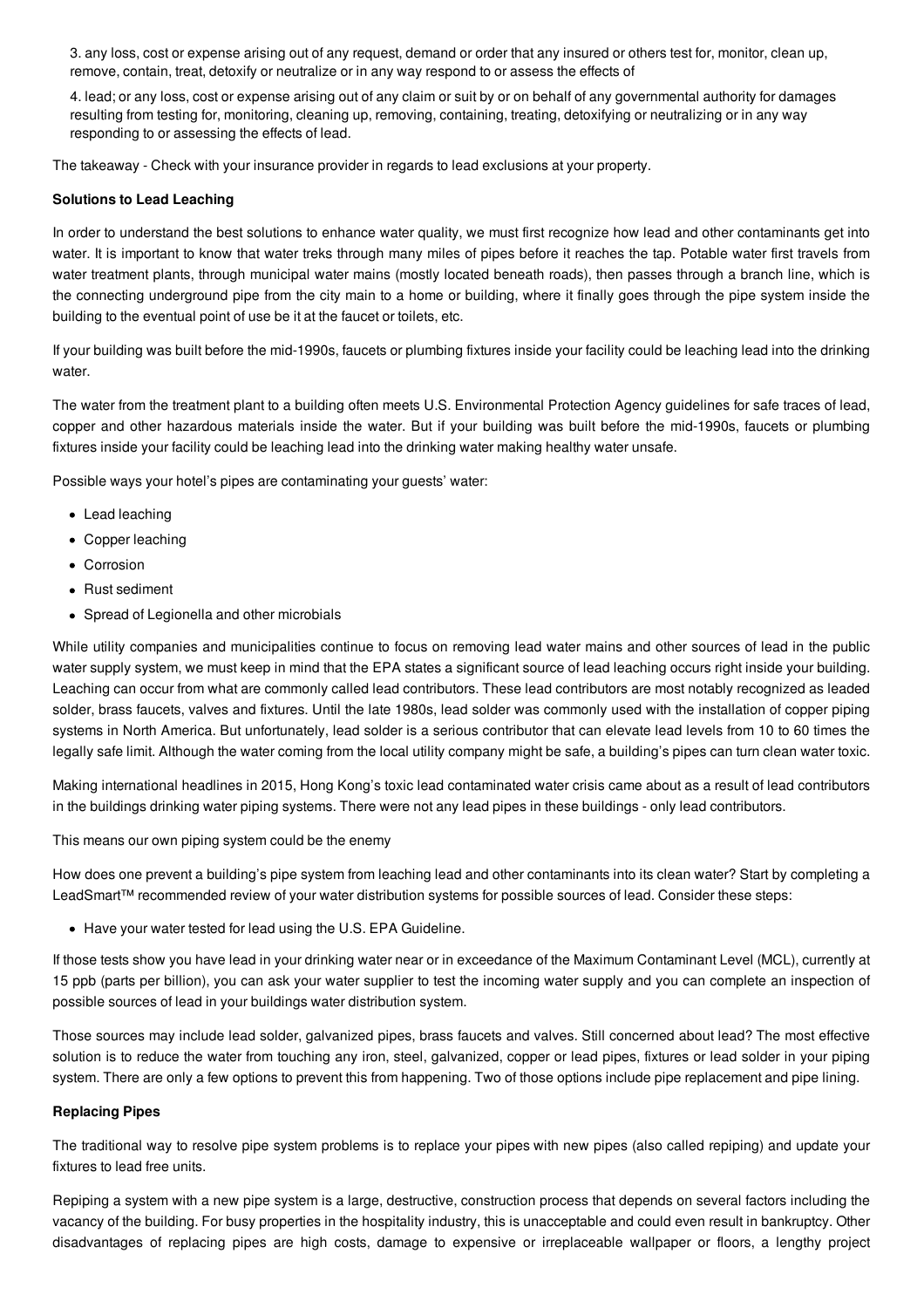3. any loss, cost or expense arising out of any request, demand or order that any insured or others test for, monitor, clean up, remove, contain, treat, detoxify or neutralize or in any way respond to or assess the effects of

4. lead; or any loss, cost or expense arising out of any claim or suit by or on behalf of any governmental authority for damages resulting from testing for, monitoring, cleaning up, removing, containing, treating, detoxifying or neutralizing or in any way responding to or assessing the effects of lead.

The takeaway - Check with your insurance provider in regards to lead exclusions at your property.

**Solutions to Lead Leaching**

In order to understand the best solutions to enhance water quality, we must first recognize how lead and other contaminants get into water. It is important to know that water treks through many miles of pipes before it reaches the tap. Potable water first travels from water treatment plants, through municipal water mains (mostly located beneath roads), then passes through a branch line, which is the connecting underground pipe from the city main to a home or building, where it finally goes through the pipe system inside the building to the eventual point of use be it at the faucet or toilets, etc.

If your building was built before the mid-1990s, faucets or plumbing fixtures inside your facility could be leaching lead into the drinking water.

The water from the treatment plant to a building often meets U.S. Environmental Protection Agency guidelines for safe traces of lead, copper and other hazardous materials inside the water. But if your building was built before the mid-1990s, faucets or plumbing fixtures inside your facility could be leaching lead into the drinking water making healthy water unsafe.

Possible ways your hotel's pipes are contaminating your guests' water:

- Lead leaching
- Copper leaching
- Corrosion
- Rust sediment
- Spread of Legionella and other microbials

While utility companies and municipalities continue to focus on removing lead water mains and other sources of lead in the public water supply system, we must keep in mind that the EPA states a significant source of lead leaching occurs right inside your building. Leaching can occur from what are commonly called lead contributors. These lead contributors are most notably recognized as leaded solder, brass faucets, valves and fixtures. Until the late 1980s, lead solder was commonly used with the installation of copper piping systems in North America. But unfortunately, lead solder is a serious contributor that can elevate lead levels from 10 to 60 times the legally safe limit. Although the water coming from the local utility company might be safe, a building's pipes can turn clean water toxic.

Making international headlines in 2015, Hong Kong's toxic lead contaminated water crisis came about as a result of lead contributors in the buildings drinking water piping systems. There were not any lead pipes in these buildings - only lead contributors.

This means our own piping system could be the enemy

How does one prevent a building's pipe system from leaching lead and other contaminants into its clean water? Start by completing a LeadSmart™ recommended review of your water distribution systems for possible sources of lead. Consider these steps:

- Have your water tested for lead using the U.S. EPA Guideline.

If those tests show you have lead in your drinking water near or in exceedance of the Maximum Contaminant Level (MCL), currently at 15 ppb (parts per billion), you can ask your water supplier to test the incoming water supply and you can complete an inspection of possible sources of lead in your buildings water distribution system.

Those sources may include lead solder, galvanized pipes, brass faucets and valves. Still concerned about lead? The most effective solution is to reduce the water from touching any iron, steel, galvanized, copper or lead pipes, fixtures or lead solder in your piping system. There are only a few options to prevent this from happening. Two of those options include pipe replacement and pipe lining.

**Replacing Pipes**

The traditional way to resolve pipe system problems is to replace your pipes with new pipes (also called repiping) and update your fixtures to lead free units.

Repiping a system with a new pipe system is a large, destructive, construction process that depends on several factors including the vacancy of the building. For busy properties in the hospitality industry, this is unacceptable and could even result in bankruptcy. Other disadvantages of replacing pipes are high costs, damage to expensive or irreplaceable wallpaper or floors, a lengthy project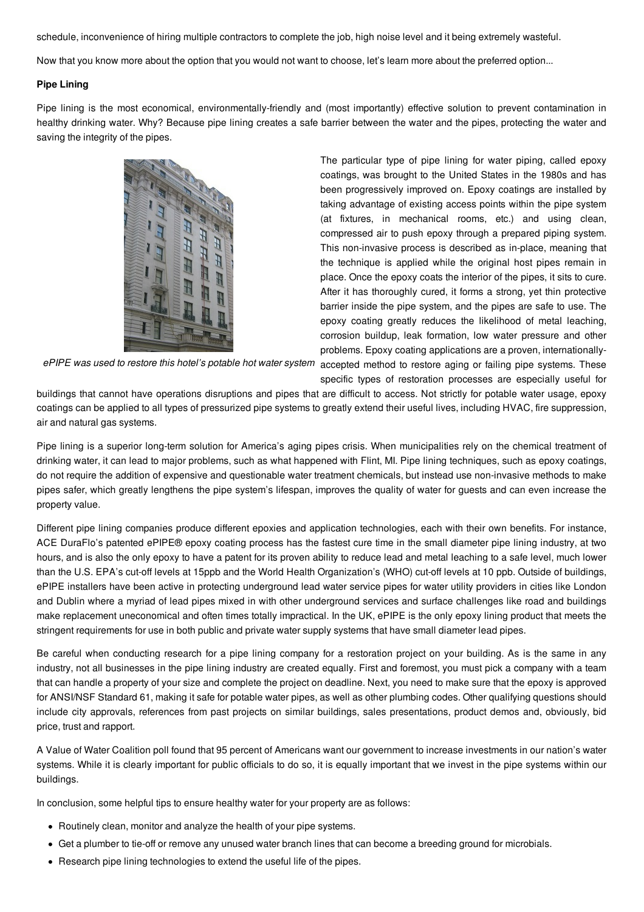schedule, inconvenience of hiring multiple contractors to complete the job, high noise level and it being extremely wasteful.

Now that you know more about the option that you would not want to choose, let's learn more about the preferred option...

**Pipe Lining**

Pipe lining is the most economical, environmentally-friendly and (most importantly) effective solution to prevent contamination in healthy drinking water. Why? Because pipe lining creates a safe barrier between the water and the pipes, protecting the water and saving the integrity of the pipes.

*ePIPE was used to restore this hotel's potable hot water system*

The particular type of pipe lining for water piping, called epoxy coatings, was brought to the United States in the 1980s and has been progressively improved on. Epoxy coatings are installed by taking advantage of existing access points within the pipe system (at fixtures, in mechanical rooms, etc.) and using clean, compressed air to push epoxy through a prepared piping system. This non-invasive process is described as in-place, meaning that the technique is applied while the original host pipes remain in place. Once the epoxy coats the interior of the pipes, it sits to cure. After it has thoroughly cured, it forms a strong, yet thin protective barrier inside the pipe system, and the pipes are safe to use. The epoxy coating greatly reduces the likelihood of metal leaching, corrosion buildup, leak formation, low water pressure and other problems. Epoxy coating applications are a proven, internationally-accepted method to restore aging or failing pipe systems. These specific types of restoration processes are especially useful for buildings that cannot have operations disruptions and pipes that are difficult to access. Not strictly for potable water usage, epoxy coatings can be applied to all types of pressurized pipe systems to greatly extend their useful lives, including HVAC, fire suppression, air and natural gas systems.

Pipe lining is a superior long-term solution for America's aging pipes crisis. When municipalities rely on the chemical treatment of drinking water, it can lead to major problems, such as what happened with Flint, MI. Pipe lining techniques, such as epoxy coatings, do not require the addition of expensive and questionable water treatment chemicals, but instead use non-invasive methods to make pipes safer, which greatly lengthens the pipe system's lifespan, improves the quality of water for guests and can even increase the property value.

Different pipe lining companies produce different epoxies and application technologies, each with their own benefits. For instance, ACE DuraFlo's patented ePIPE® epoxy coating process has the fastest cure time in the small diameter pipe lining industry, at two hours, and is also the only epoxy to have a patent for its proven ability to reduce lead and metal leaching to a safe level, much lower than the U.S. EPA's cut-off levels at 15ppb and the World Health Organization's (WHO) cut-off levels at 10 ppb. Outside of buildings, ePIPE installers have been active in protecting underground lead water service pipes for water utility providers in cities like London and Dublin where a myriad of lead pipes mixed in with other underground services and surface challenges like road and buildings make replacement uneconomical and often times totally impractical. In the UK, ePIPE is the only epoxy lining product that meets the stringent requirements for use in both public and private water supply systems that have small diameter lead pipes.

Be careful when conducting research for a pipe lining company for a restoration project on your building. As is the same in any industry, not all businesses in the pipe lining industry are created equally. First and foremost, you must pick a company with a team that can handle a property of your size and complete the project on deadline. Next, you need to make sure that the epoxy is approved for ANSI/NSF Standard 61, making it safe for potable water pipes, as well as other plumbing codes. Other qualifying questions should include city approvals, references from past projects on similar buildings, sales presentations, product demos and, obviously, bid price, trust and rapport.

A Value of Water Coalition poll found that 95 percent of Americans want our government to increase investments in our nation's water systems. While it is clearly important for public officials to do so, it is equally important that we invest in the pipe systems within our buildings.

In conclusion, some helpful tips to ensure healthy water for your property are as follows:

- Routinely clean, monitor and analyze the health of your pipe systems.
- Get a plumber to tie-off or remove any unused water branch lines that can become a breeding ground for microbials.
- Research pipe lining technologies to extend the useful life of the pipes.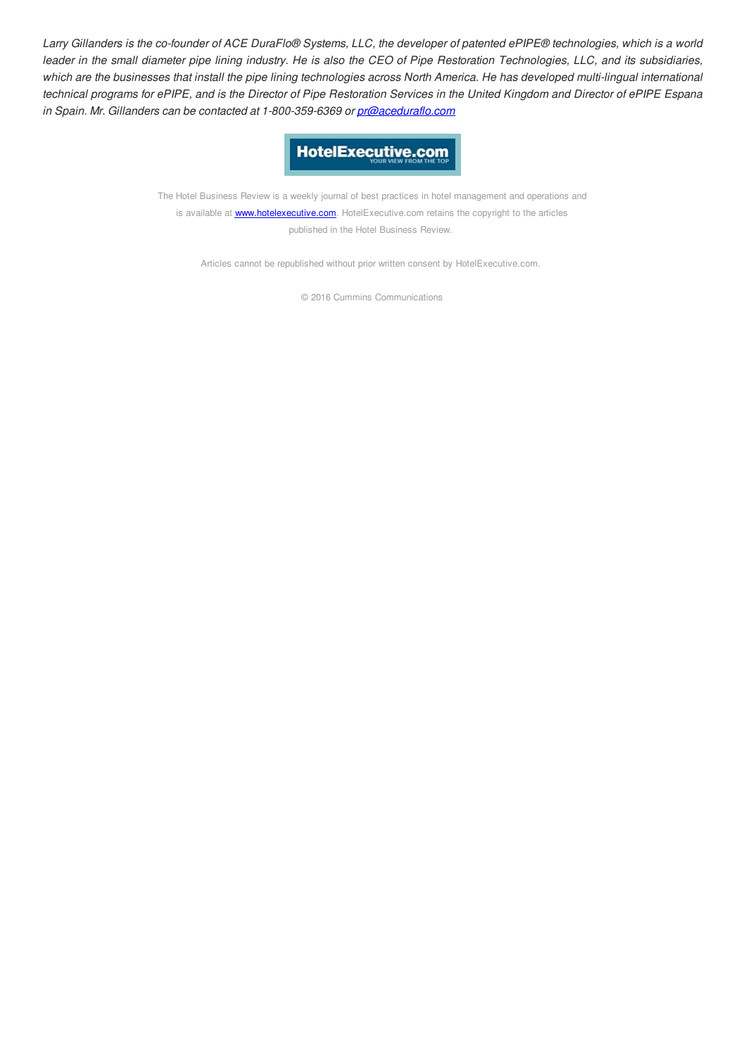*Larry Gillanders is the co-founder of ACE DuraFlo® Systems, LLC, the developer of patented ePIPE® technologies, which is a world leader in the small diameter pipe lining industry. He is also the CEO of Pipe Restoration Technologies, LLC, and its subsidiaries, which are the businesses that install the pipe lining technologies across North America. He has developed multi-lingual international technical programs for ePIPE, and is the Director of Pipe Restoration Services in the United Kingdom and Director of ePIPE Espana in Spain. Mr. Gillanders can be contacted at 1-800-359-6369 or [pr@aceduraflo.com](mailto:pr@aceduraflo.com)*

HotelExecutive.com
YOUR VIEW FROM THE TOP

The Hotel Business Review is a weekly journal of best practices in hotel management and operations and is available at [www.hotelexecutive.com](http://www.hotelexecutive.com). HotelExecutive.com retains the copyright to the articles published in the Hotel Business Review.

Articles cannot be republished without prior written consent by HotelExecutive.com.

© 2016 Cummins Communications